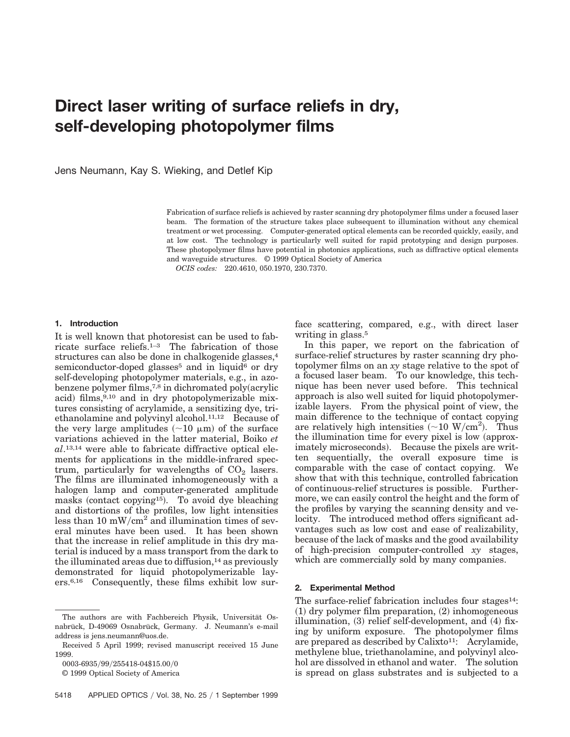# Direct laser writing of surface reliefs in dry, self-developing photopolymer films

Jens Neumann, Kay S. Wieking, and Detlef Kip

Fabrication of surface reliefs is achieved by raster scanning dry photopolymer films under a focused laser beam. The formation of the structure takes place subsequent to illumination without any chemical treatment or wet processing. Computer-generated optical elements can be recorded quickly, easily, and at low cost. The technology is particularly well suited for rapid prototyping and design purposes. These photopolymer films have potential in photonics applications, such as diffractive optical elements and waveguide structures. © 1999 Optical Society of America

*OCIS codes:* 220.4610, 050.1970, 230.7370.

## 1. Introduction

It is well known that photoresist can be used to fabricate surface reliefs.[1–3] The fabrication of those structures can also be done in chalkogenide glasses,[4] semiconductor-doped glasses[5] and in liquid[6] or dry self-developing photopolymer materials, e.g., in azobenzene polymer films,[7,8] in dichromated poly(acrylic acid) films,[9,10] and in dry photopolymerizable mixtures consisting of acrylamide, a sensitizing dye, triethanolamine and polyvinyl alcohol.[11,12] Because of the very large amplitudes (~10 μm) of the surface variations achieved in the latter material, Boiko *et al*.[13,14] were able to fabricate diffractive optical elements for applications in the middle-infrared spectrum, particularly for wavelengths of $CO_2$ lasers. The films are illuminated inhomogeneously with a halogen lamp and computer-generated amplitude masks (contact copying[15]). To avoid dye bleaching and distortions of the profiles, low light intensities less than 10 mW/cm$^2$ and illumination times of several minutes have been used. It has been shown that the increase in relief amplitude in this dry material is induced by a mass transport from the dark to the illuminated areas due to diffusion,[14] as previously demonstrated for liquid photopolymerizable layers.[6,16] Consequently, these films exhibit low surface scattering, compared, e.g., with direct laser writing in glass.[5]

In this paper, we report on the fabrication of surface-relief structures by raster scanning dry photopolymer films on an *xy* stage relative to the spot of a focused laser beam. To our knowledge, this technique has been never used before. This technical approach is also well suited for liquid photopolymerizable layers. From the physical point of view, the main difference to the technique of contact copying are relatively high intensities (~10 W/cm$^2$). Thus the illumination time for every pixel is low (approximately microseconds). Because the pixels are written sequentially, the overall exposure time is comparable with the case of contact copying. We show that with this technique, controlled fabrication of continuous-relief structures is possible. Furthermore, we can easily control the height and the form of the profiles by varying the scanning density and velocity. The introduced method offers significant advantages such as low cost and ease of realizability, because of the lack of masks and the good availability of high-precision computer-controlled *xy* stages, which are commercially sold by many companies.

## 2. Experimental Method

The surface-relief fabrication includes four stages[14]: (1) dry polymer film preparation, (2) inhomogeneous illumination, (3) relief self-development, and (4) fixing by uniform exposure. The photopolymer films are prepared as described by Calixto[11]: Acrylamide, methylene blue, triethanolamine, and polyvinyl alcohol are dissolved in ethanol and water. The solution is spread on glass substrates and is subjected to a

The authors are with Fachbereich Physik, Universität Osnabrück, D-49069 Osnabrück, Germany. J. Neumann's e-mail address is jens.neumann@uos.de.

Received 5 April 1999; revised manuscript received 15 June 1999.

0003-6935/99/255418-04$15.00/0

© 1999 Optical Society of America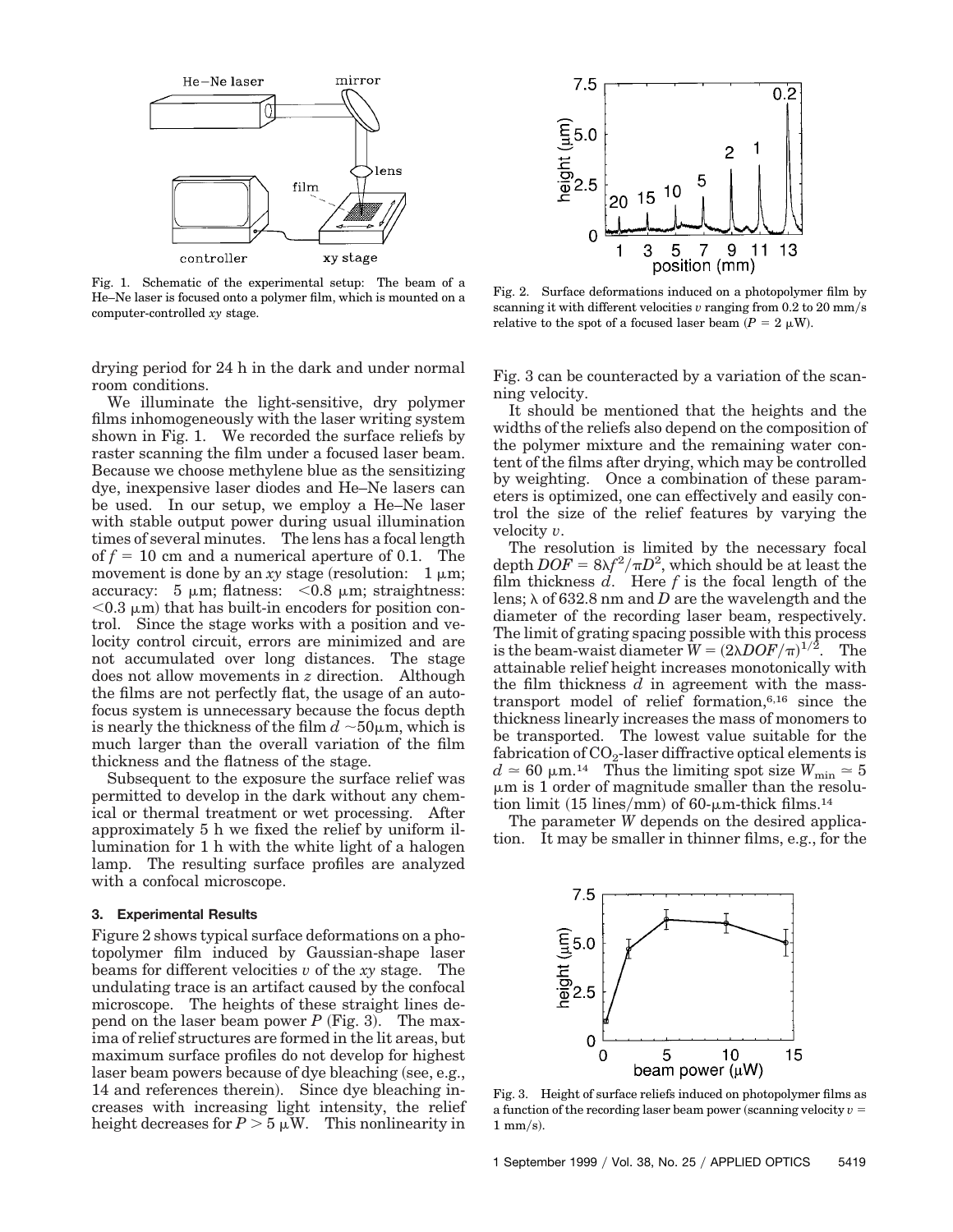Fig. 1. Schematic of the experimental setup: The beam of a He–Ne laser is focused onto a polymer film, which is mounted on a computer-controlled *xy* stage.

Fig. 2. Surface deformations induced on a photopolymer film by scanning it with different velocities $v$ ranging from 0.2 to 20 mm/s relative to the spot of a focused laser beam ($P = 2\ \mu W$).

drying period for 24 h in the dark and under normal room conditions.

We illuminate the light-sensitive, dry polymer films inhomogeneously with the laser writing system shown in Fig. 1. We recorded the surface reliefs by raster scanning the film under a focused laser beam. Because we choose methylene blue as the sensitizing dye, inexpensive laser diodes and He–Ne lasers can be used. In our setup, we employ a He–Ne laser with stable output power during usual illumination times of several minutes. The lens has a focal length of $f = 10$ cm and a numerical aperture of 0.1. The movement is done by an *xy* stage (resolution: 1 $\mu$m; accuracy: 5 $\mu$m; flatness: $<0.8$ $\mu$m; straightness: $<0.3$ $\mu$m) that has built-in encoders for position control. Since the stage works with a position and velocity control circuit, errors are minimized and are not accumulated over long distances. The stage does not allow movements in *z* direction. Although the films are not perfectly flat, the usage of an autofocus system is unnecessary because the focus depth is nearly the thickness of the film $d \sim 50\mu$m, which is much larger than the overall variation of the film thickness and the flatness of the stage.

Subsequent to the exposure the surface relief was permitted to develop in the dark without any chemical or thermal treatment or wet processing. After approximately 5 h we fixed the relief by uniform illumination for 1 h with the white light of a halogen lamp. The resulting surface profiles are analyzed with a confocal microscope.

## 3. Experimental Results

Figure 2 shows typical surface deformations on a photopolymer film induced by Gaussian-shape laser beams for different velocities $v$ of the *xy* stage. The undulating trace is an artifact caused by the confocal microscope. The heights of these straight lines depend on the laser beam power $P$ (Fig. 3). The maxima of relief structures are formed in the lit areas, but maximum surface profiles do not develop for highest laser beam powers because of dye bleaching (see, e.g., 14 and references therein). Since dye bleaching increases with increasing light intensity, the relief height decreases for $P > 5\ \mu W$. This nonlinearity in Fig. 3 can be counteracted by a variation of the scanning velocity.

It should be mentioned that the heights and the widths of the reliefs also depend on the composition of the polymer mixture and the remaining water content of the films after drying, which may be controlled by weighting. Once a combination of these parameters is optimized, one can effectively and easily control the size of the relief features by varying the velocity $v$.

The resolution is limited by the necessary focal depth $DOF = 8\lambda f^2/\pi D^2$, which should be at least the film thickness $d$. Here $f$ is the focal length of the lens; $\lambda$ of 632.8 nm and $D$ are the wavelength and the diameter of the recording laser beam, respectively. The limit of grating spacing possible with this process is the beam-waist diameter $W = (2\lambda DOF/\pi)^{1/2}$. The attainable relief height increases monotonically with the film thickness $d$ in agreement with the mass-transport model of relief formation,[6,16] since the thickness linearly increases the mass of monomers to be transported. The lowest value suitable for the fabrication of $CO_2$-laser diffractive optical elements is $d \simeq 60\ \mu$m.[14] Thus the limiting spot size $W_{\min} \simeq 5$ $\mu$m is 1 order of magnitude smaller than the resolution limit (15 lines/mm) of 60-$\mu$m-thick films.[14]

The parameter $W$ depends on the desired application. It may be smaller in thinner films, e.g., for the

Fig. 3. Height of surface reliefs induced on photopolymer films as a function of the recording laser beam power (scanning velocity $v = 1$ mm/s).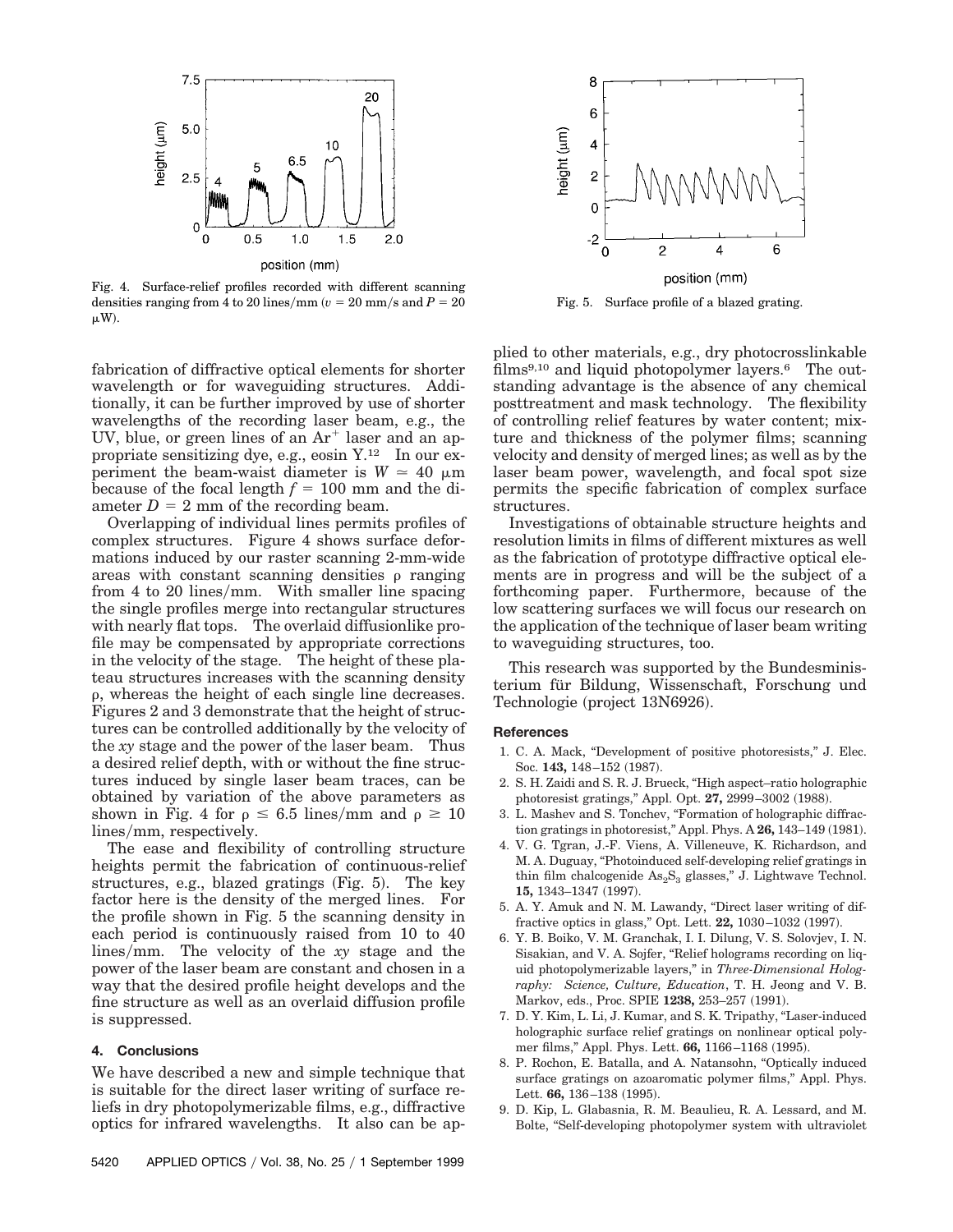Fig. 4. Surface-relief profiles recorded with different scanning densities ranging from 4 to 20 lines/mm ($v = 20$ mm/s and $P = 20$ $\mu$W).

Fig. 5. Surface profile of a blazed grating.

fabrication of diffractive optical elements for shorter wavelength or for waveguiding structures. Additionally, it can be further improved by use of shorter wavelengths of the recording laser beam, e.g., the UV, blue, or green lines of an $Ar^+$ laser and an appropriate sensitizing dye, e.g., eosin Y.[12] In our experiment the beam-waist diameter is $W \simeq 40$ $\mu$m because of the focal length $f = 100$ mm and the diameter $D = 2$ mm of the recording beam.

Overlapping of individual lines permits profiles of complex structures. Figure 4 shows surface deformations induced by our raster scanning 2-mm-wide areas with constant scanning densities $\rho$ ranging from 4 to 20 lines/mm. With smaller line spacing the single profiles merge into rectangular structures with nearly flat tops. The overlaid diffusionlike profile may be compensated by appropriate corrections in the velocity of the stage. The height of these plateau structures increases with the scanning density $\rho$, whereas the height of each single line decreases. Figures 2 and 3 demonstrate that the height of structures can be controlled additionally by the velocity of the *xy* stage and the power of the laser beam. Thus a desired relief depth, with or without the fine structures induced by single laser beam traces, can be obtained by variation of the above parameters as shown in Fig. 4 for $\rho \leq 6.5$ lines/mm and $\rho \geq 10$ lines/mm, respectively.

The ease and flexibility of controlling structure heights permit the fabrication of continuous-relief structures, e.g., blazed gratings (Fig. 5). The key factor here is the density of the merged lines. For the profile shown in Fig. 5 the scanning density in each period is continuously raised from 10 to 40 lines/mm. The velocity of the *xy* stage and the power of the laser beam are constant and chosen in a way that the desired profile height develops and the fine structure as well as an overlaid diffusion profile is suppressed.

## 4. Conclusions

We have described a new and simple technique that is suitable for the direct laser writing of surface reliefs in dry photopolymerizable films, e.g., diffractive optics for infrared wavelengths. It also can be applied to other materials, e.g., dry photocrosslinkable films[9,10] and liquid photopolymer layers.[6] The outstanding advantage is the absence of any chemical posttreatment and mask technology. The flexibility of controlling relief features by water content; mixture and thickness of the polymer films; scanning velocity and density of merged lines; as well as by the laser beam power, wavelength, and focal spot size permits the specific fabrication of complex surface structures.

Investigations of obtainable structure heights and resolution limits in films of different mixtures as well as the fabrication of prototype diffractive optical elements are in progress and will be the subject of a forthcoming paper. Furthermore, because of the low scattering surfaces we will focus our research on the application of the technique of laser beam writing to waveguiding structures, too.

This research was supported by the Bundesministerium für Bildung, Wissenschaft, Forschung und Technologie (project 13N6926).

## References

1. C. A. Mack, "Development of positive photoresists," J. Elec. Soc. **143,** 148–152 (1987).
2. S. H. Zaidi and S. R. J. Brueck, "High aspect–ratio holographic photoresist gratings," Appl. Opt. **27,** 2999–3002 (1988).
3. L. Mashev and S. Tonchev, "Formation of holographic diffraction gratings in photoresist," Appl. Phys. A **26,** 143–149 (1981).
4. V. G. Tgran, J.-F. Viens, A. Villeneuve, K. Richardson, and M. A. Duguay, "Photoinduced self-developing relief gratings in thin film chalcogenide $As_2S_3$ glasses," J. Lightwave Technol. **15,** 1343–1347 (1997).
5. A. Y. Amuk and N. M. Lawandy, "Direct laser writing of diffractive optics in glass," Opt. Lett. **22,** 1030–1032 (1997).
6. Y. B. Boiko, V. M. Granchak, I. I. Dilung, V. S. Solovjev, I. N. Sisakian, and V. A. Sojfer, "Relief holograms recording on liquid photopolymerizable layers," in *Three-Dimensional Holography: Science, Culture, Education*, T. H. Jeong and V. B. Markov, eds., Proc. SPIE **1238,** 253–257 (1991).
7. D. Y. Kim, L. Li, J. Kumar, and S. K. Tripathy, "Laser-induced holographic surface relief gratings on nonlinear optical polymer films," Appl. Phys. Lett. **66,** 1166–1168 (1995).
8. P. Rochon, E. Batalla, and A. Natansohn, "Optically induced surface gratings on azoaromatic polymer films," Appl. Phys. Lett. **66,** 136–138 (1995).
9. D. Kip, L. Glabasnia, R. M. Beaulieu, R. A. Lessard, and M. Bolte, "Self-developing photopolymer system with ultraviolet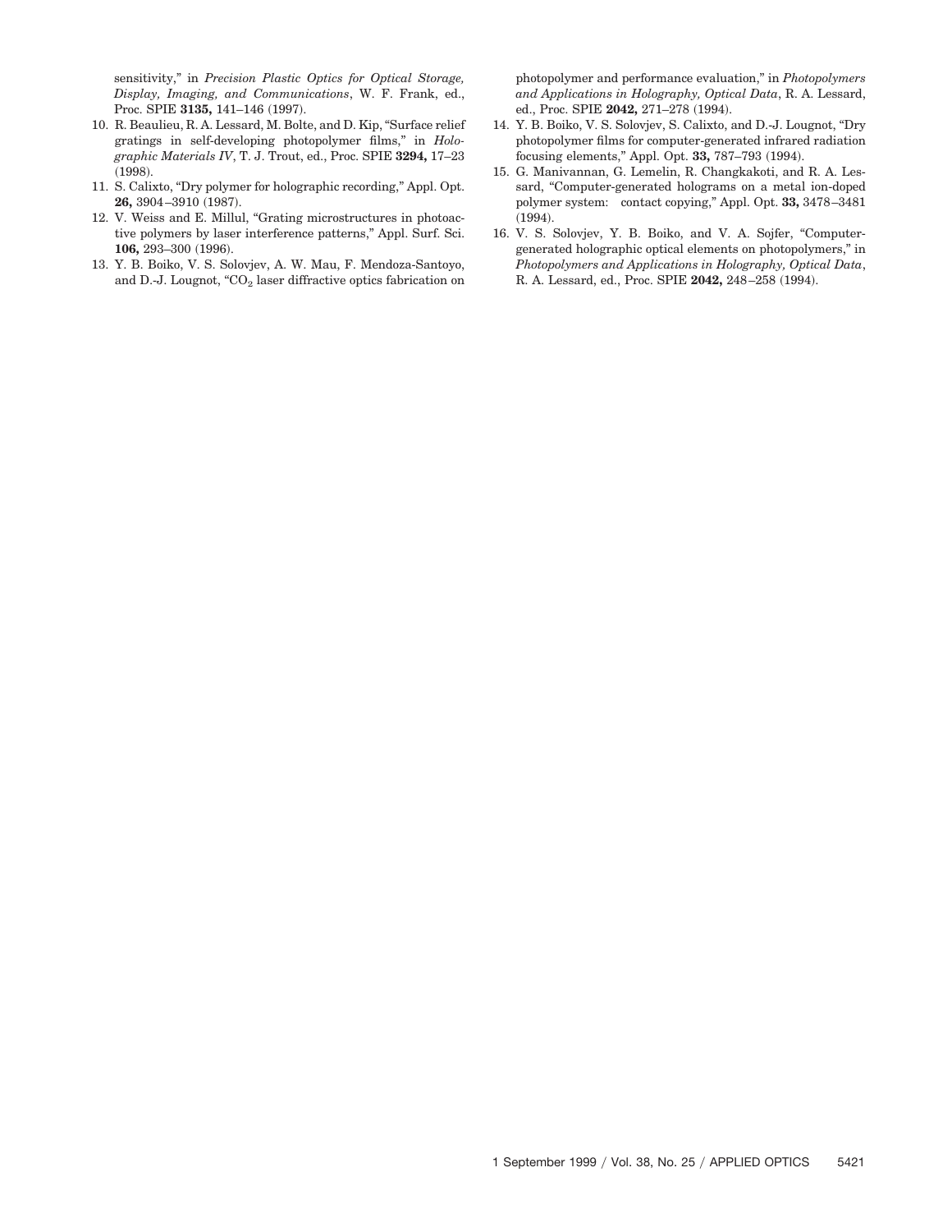sensitivity," in *Precision Plastic Optics for Optical Storage, Display, Imaging, and Communications*, W. F. Frank, ed., Proc. SPIE **3135,** 141–146 (1997).

10. R. Beaulieu, R. A. Lessard, M. Bolte, and D. Kip, "Surface relief gratings in self-developing photopolymer films," in *Holographic Materials IV*, T. J. Trout, ed., Proc. SPIE **3294,** 17–23 (1998).
11. S. Calixto, "Dry polymer for holographic recording," Appl. Opt. **26,** 3904–3910 (1987).
12. V. Weiss and E. Millul, "Grating microstructures in photoactive polymers by laser interference patterns," Appl. Surf. Sci. **106,** 293–300 (1996).
13. Y. B. Boiko, V. S. Solovjev, A. W. Mau, F. Mendoza-Santoyo, and D.-J. Lougnot, "$CO_2$ laser diffractive optics fabrication on photopolymer and performance evaluation," in *Photopolymers and Applications in Holography, Optical Data*, R. A. Lessard, ed., Proc. SPIE **2042,** 271–278 (1994).
14. Y. B. Boiko, V. S. Solovjev, S. Calixto, and D.-J. Lougnot, "Dry photopolymer films for computer-generated infrared radiation focusing elements," Appl. Opt. **33,** 787–793 (1994).
15. G. Manivannan, G. Lemelin, R. Changkakoti, and R. A. Lessard, "Computer-generated holograms on a metal ion-doped polymer system: contact copying," Appl. Opt. **33,** 3478–3481 (1994).
16. V. S. Solovjev, Y. B. Boiko, and V. A. Sojfer, "Computer-generated holographic optical elements on photopolymers," in *Photopolymers and Applications in Holography, Optical Data*, R. A. Lessard, ed., Proc. SPIE **2042,** 248–258 (1994).